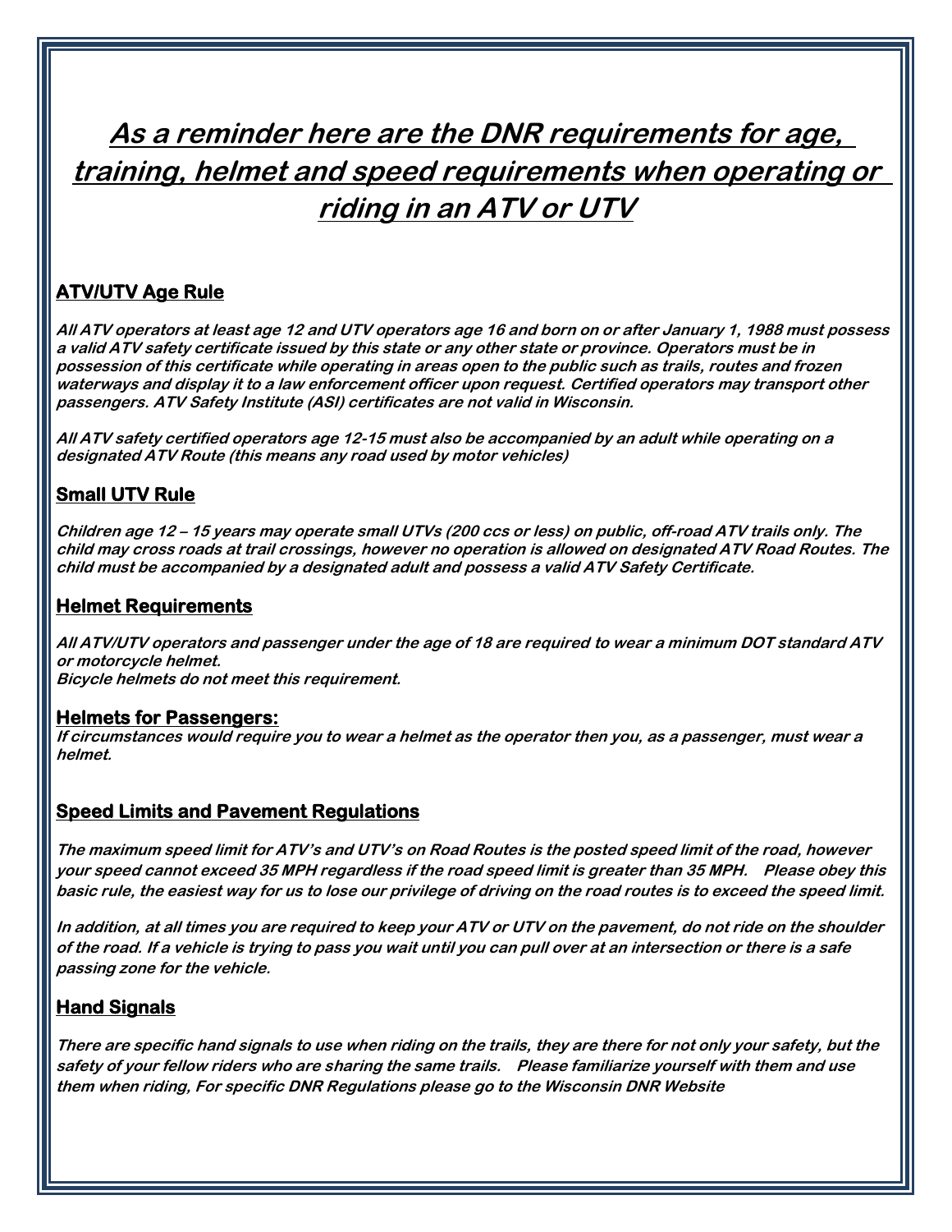# As a reminder here are the DNR requirements for age, training, helmet and speed requirements when operating or riding in an ATV or UTV

## ATV/UTV Age Rule

***All ATV operators at least age 12 and UTV operators age 16 and born on or after January 1, 1988 must possess a valid ATV safety certificate issued by this state or any other state or province. Operators must be in possession of this certificate while operating in areas open to the public such as trails, routes and frozen waterways and display it to a law enforcement officer upon request. Certified operators may transport other passengers. ATV Safety Institute (ASI) certificates are not valid in Wisconsin.***

***All ATV safety certified operators age 12-15 must also be accompanied by an adult while operating on a designated ATV Route (this means any road used by motor vehicles)***

## Small UTV Rule

***Children age 12 – 15 years may operate small UTVs (200 ccs or less) on public, off-road ATV trails only. The child may cross roads at trail crossings, however no operation is allowed on designated ATV Road Routes. The child must be accompanied by a designated adult and possess a valid ATV Safety Certificate.***

## Helmet Requirements

***All ATV/UTV operators and passenger under the age of 18 are required to wear a minimum DOT standard ATV or motorcycle helmet.***
***Bicycle helmets do not meet this requirement.***

## Helmets for Passengers:

***If circumstances would require you to wear a helmet as the operator then you, as a passenger, must wear a helmet.***

## Speed Limits and Pavement Regulations

***The maximum speed limit for ATV's and UTV's on Road Routes is the posted speed limit of the road, however your speed cannot exceed 35 MPH regardless if the road speed limit is greater than 35 MPH. Please obey this basic rule, the easiest way for us to lose our privilege of driving on the road routes is to exceed the speed limit.***

***In addition, at all times you are required to keep your ATV or UTV on the pavement, do not ride on the shoulder of the road. If a vehicle is trying to pass you wait until you can pull over at an intersection or there is a safe passing zone for the vehicle.***

## Hand Signals

***There are specific hand signals to use when riding on the trails, they are there for not only your safety, but the safety of your fellow riders who are sharing the same trails. Please familiarize yourself with them and use them when riding, For specific DNR Regulations please go to the Wisconsin DNR Website***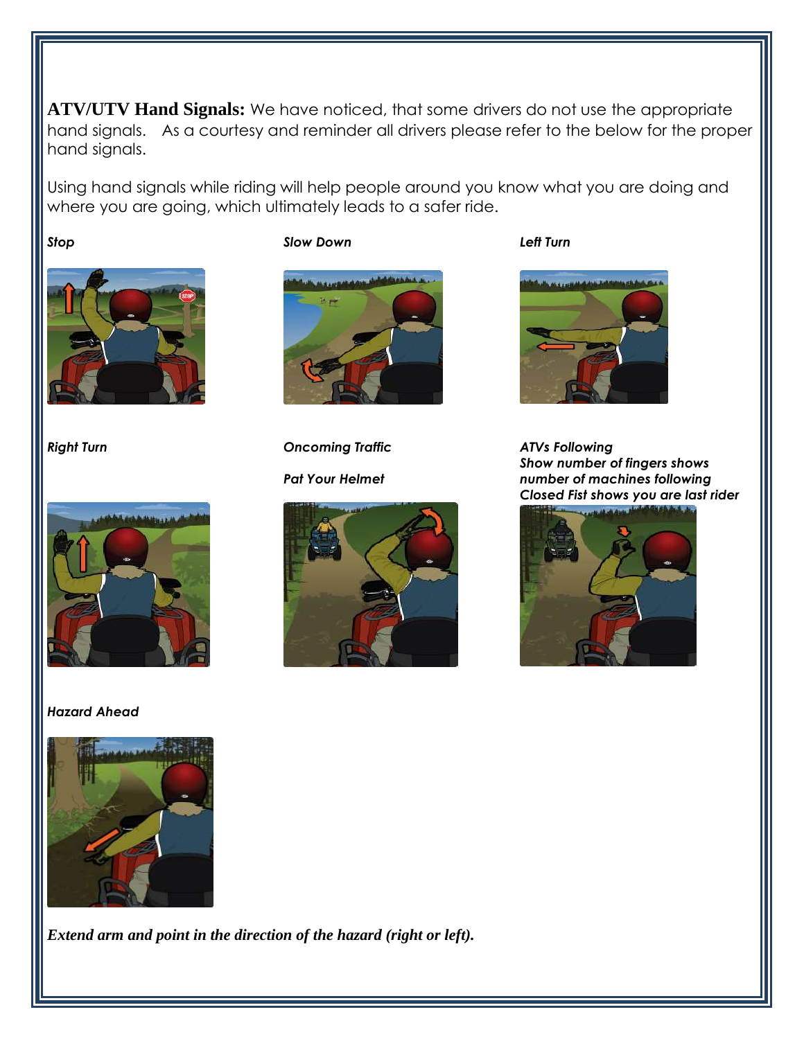**ATV/UTV Hand Signals:** We have noticed, that some drivers do not use the appropriate hand signals. As a courtesy and reminder all drivers please refer to the below for the proper hand signals.

Using hand signals while riding will help people around you know what you are doing and where you are going, which ultimately leads to a safer ride.

***Stop***

***Slow Down***

***Left Turn***

***Right Turn***

***Oncoming Traffic***

***Pat Your Helmet***

***ATVs Following***
***Show number of fingers shows number of machines following***
***Closed Fist shows you are last rider***

***Hazard Ahead***

***Extend arm and point in the direction of the hazard (right or left).***